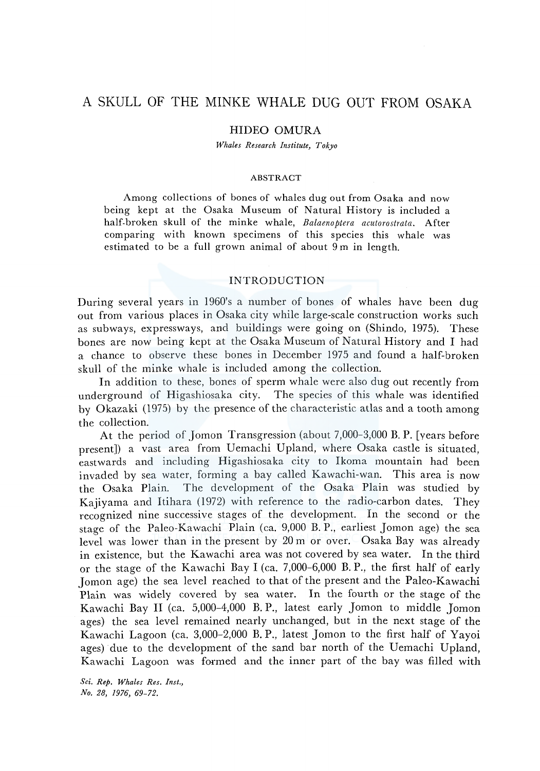# A SKULL OF THE MINKE WHALE DUG OUT FROM OSAKA

HIDEO OMURA

*Whales Research Institute, Tokyo*

## ABSTRACT

Among collections of bones of whales dug out from Osaka and now being kept at the Osaka Museum of Natural History is included a half-broken skull of the minke whale, *Balaenoptera acutorostrata*. After comparing with known specimens of this species this whale was estimated to be a full grown animal of about 9 m in length.

## INTRODUCTION

During several years in 1960's a number of bones of whales have been dug out from various places in Osaka city while large-scale construction works such as subways, expressways, and buildings were going on (Shindo, 1975). These bones are now being kept at the Osaka Museum of Natural History and I had a chance to observe these bones in December 1975 and found a half-broken skull of the minke whale is included among the collection.

In addition to these, bones of sperm whale were also dug out recently from underground of Higashiosaka city. The species of this whale was identified by Okazaki (1975) by the presence of the characteristic atlas and a tooth among the collection.

At the period of Jomon Transgression (about 7,000–3,000 B. P. [years before present]) a vast area from Uemachi Upland, where Osaka castle is situated, eastwards and including Higashiosaka city to Ikoma mountain had been invaded by sea water, forming a bay called Kawachi-wan. This area is now the Osaka Plain. The development of the Osaka Plain was studied by Kajiyama and Itihara (1972) with reference to the radio-carbon dates. They recognized nine successive stages of the development. In the second or the stage of the Paleo-Kawachi Plain (ca. 9,000 B. P., earliest Jomon age) the sea level was lower than in the present by 20 m or over. Osaka Bay was already in existence, but the Kawachi area was not covered by sea water. In the third or the stage of the Kawachi Bay I (ca. 7,000–6,000 B. P., the first half of early Jomon age) the sea level reached to that of the present and the Paleo-Kawachi Plain was widely covered by sea water. In the fourth or the stage of the Kawachi Bay II (ca. 5,000–4,000 B. P., latest early Jomon to middle Jomon ages) the sea level remained nearly unchanged, but in the next stage of the Kawachi Lagoon (ca. 3,000–2,000 B. P., latest Jomon to the first half of Yayoi ages) due to the development of the sand bar north of the Uemachi Upland, Kawachi Lagoon was formed and the inner part of the bay was filled with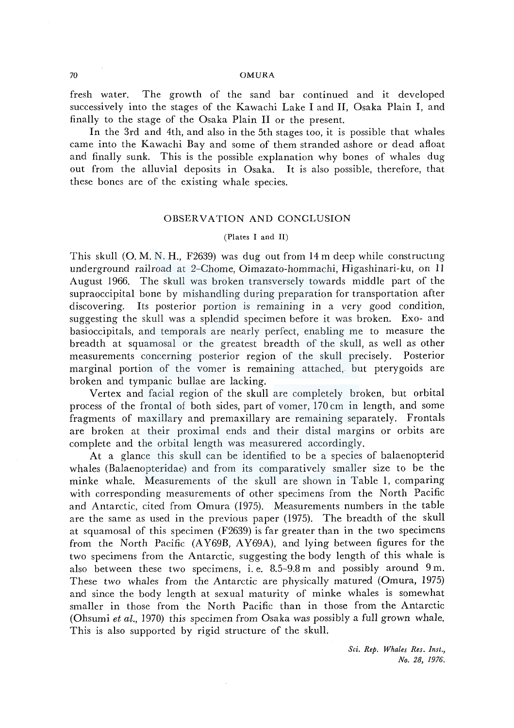fresh water. The growth of the sand bar continued and it developed successively into the stages of the Kawachi Lake I and II, Osaka Plain I, and finally to the stage of the Osaka Plain II or the present.

In the 3rd and 4th, and also in the 5th stages too, it is possible that whales came into the Kawachi Bay and some of them stranded ashore or dead afloat and finally sunk. This is the possible explanation why bones of whales dug out from the alluvial deposits in Osaka. It is also possible, therefore, that these bones are of the existing whale species.

## OBSERVATION AND CONCLUSION

(Plates I and II)

This skull (O. M. N. H., F2639) was dug out from 14 m deep while constructing underground railroad at 2-Chome, Oimazato-hommachi, Higashinari-ku, on 11 August 1966. The skull was broken transversely towards middle part of the supraoccipital bone by mishandling during preparation for transportation after discovering. Its posterior portion is remaining in a very good condition, suggesting the skull was a splendid specimen before it was broken. Exo- and basioccipitals, and temporals are nearly perfect, enabling me to measure the breadth at squamosal or the greatest breadth of the skull, as well as other measurements concerning posterior region of the skull precisely. Posterior marginal portion of the vomer is remaining attached, but pterygoids are broken and tympanic bullae are lacking.

Vertex and facial region of the skull are completely broken, but orbital process of the frontal of both sides, part of vomer, 170 cm in length, and some fragments of maxillary and premaxillary are remaining separately. Frontals are broken at their proximal ends and their distal margins or orbits are complete and the orbital length was measurered accordingly.

At a glance this skull can be identified to be a species of balaenopterid whales (Balaenopteridae) and from its comparatively smaller size to be the minke whale. Measurements of the skull are shown in Table 1, comparing with corresponding measurements of other specimens from the North Pacific and Antarctic, cited from Omura (1975). Measurements numbers in the table are the same as used in the previous paper (1975). The breadth of the skull at squamosal of this specimen (F2639) is far greater than in the two specimens from the North Pacific (AY69B, AY69A), and lying between figures for the two specimens from the Antarctic, suggesting the body length of this whale is also between these two specimens, i. e. 8.5–9.8 m and possibly around 9 m. These two whales from the Antarctic are physically matured (Omura, 1975) and since the body length at sexual maturity of minke whales is somewhat smaller in those from the North Pacific than in those from the Antarctic (Ohsumi *et al.*, 1970) this specimen from Osaka was possibly a full grown whale. This is also supported by rigid structure of the skull.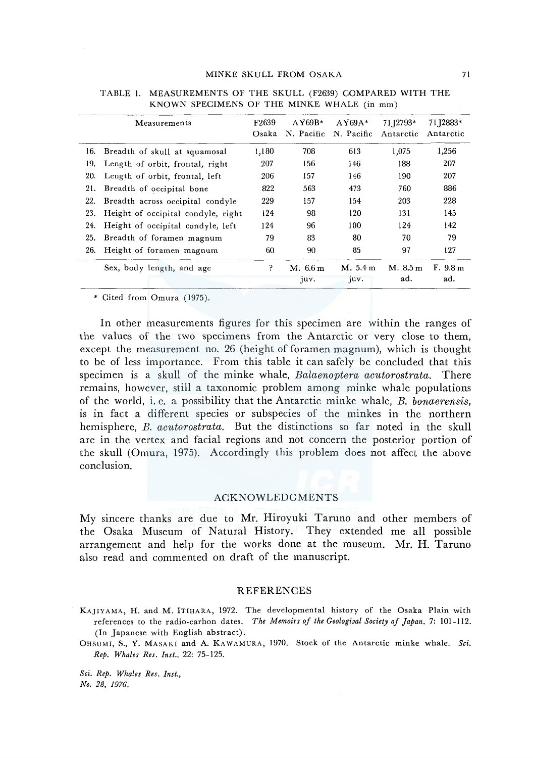TABLE 1. MEASUREMENTS OF THE SKULL (F2639) COMPARED WITH THE KNOWN SPECIMENS OF THE MINKE WHALE (in mm)

| Measurements | F2639 Osaka | AY69B* N. Pacific | AY69A* N. Pacific | 71J2793* Antarctic | 71J2883* Antarctic |
|---|---|---|---|---|---|
| 16. Breadth of skull at squamosal | 1,180 | 708 | 613 | 1,075 | 1,256 |
| 19. Length of orbit, frontal, right | 207 | 156 | 146 | 188 | 207 |
| 20. Length of orbit, frontal, left | 206 | 157 | 146 | 190 | 207 |
| 21. Breadth of occipital bone | 822 | 563 | 473 | 760 | 886 |
| 22. Breadth across occipital condyle | 229 | 157 | 154 | 203 | 228 |
| 23. Height of occipital condyle, right | 124 | 98 | 120 | 131 | 145 |
| 24. Height of occipital condyle, left | 124 | 96 | 100 | 124 | 142 |
| 25. Breadth of foramen magnum | 79 | 83 | 80 | 70 | 79 |
| 26. Height of foramen magnum | 60 | 90 | 85 | 97 | 127 |
| Sex, body length, and age | ? | M. 6.6 m juv. | M. 5.4 m juv. | M. 8.5 m ad. | F. 9.8 m ad. |

\* Cited from Omura (1975).

In other measurements figures for this specimen are within the ranges of the values of the two specimens from the Antarctic or very close to them, except the measurement no. 26 (height of foramen magnum), which is thought to be of less importance. From this table it can safely be concluded that this specimen is a skull of the minke whale, *Balaenoptera acutorostrata*. There remains, however, still a taxonomic problem among minke whale populations of the world, i. e. a possibility that the Antarctic minke whale, *B. bonaerensis*, is in fact a different species or subspecies of the minkes in the northern hemisphere, *B. acutorostrata*. But the distinctions so far noted in the skull are in the vertex and facial regions and not concern the posterior portion of the skull (Omura, 1975). Accordingly this problem does not affect the above conclusion.

## ACKNOWLEDGMENTS

My sincere thanks are due to Mr. Hiroyuki Taruno and other members of the Osaka Museum of Natural History. They extended me all possible arrangement and help for the works done at the museum. Mr. H. Taruno also read and commented on draft of the manuscript.

## REFERENCES

KAJIYAMA, H. and M. ITIHARA, 1972. The developmental history of the Osaka Plain with references to the radio-carbon dates. *The Memoirs of the Geological Society of Japan*. 7: 101–112. (In Japanese with English abstract).

OHSUMI, S., Y. MASAKI and A. KAWAMURA, 1970. Stock of the Antarctic minke whale. *Sci. Rep. Whales Res. Inst.*, 22: 75–125.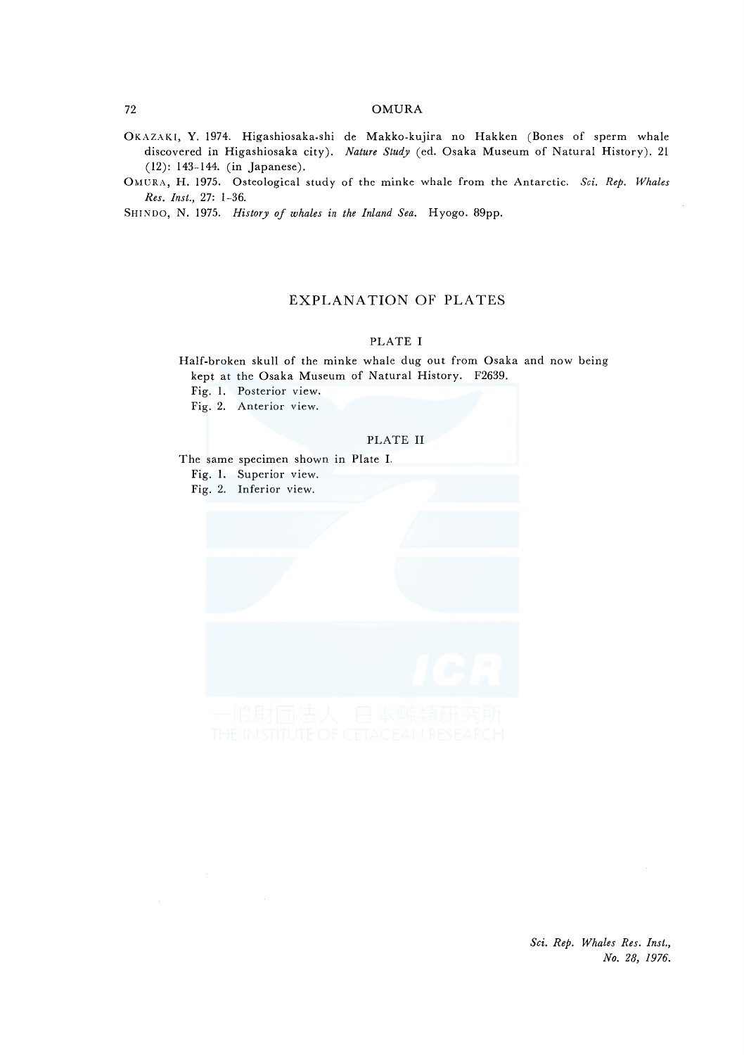OKAZAKI, Y. 1974. Higashiosaka-shi de Makko-kujira no Hakken (Bones of sperm whale discovered in Higashiosaka city). *Nature Study* (ed. Osaka Museum of Natural History). 21 (12): 143–144. (in Japanese).

OMURA, H. 1975. Osteological study of the minke whale from the Antarctic. *Sci. Rep. Whales Res. Inst.,* 27: 1–36.

SHINDO, N. 1975. *History of whales in the Inland Sea.* Hyogo. 89pp.

## EXPLANATION OF PLATES

### PLATE I

Half-broken skull of the minke whale dug out from Osaka and now being kept at the Osaka Museum of Natural History. F2639.

Fig. 1. Posterior view.
Fig. 2. Anterior view.

### PLATE II

The same specimen shown in Plate I.

Fig. 1. Superior view.
Fig. 2. Inferior view.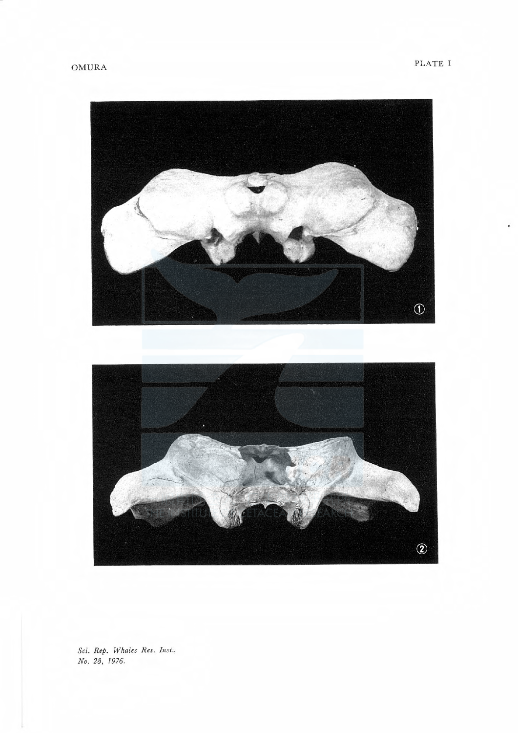PLATE I

①

②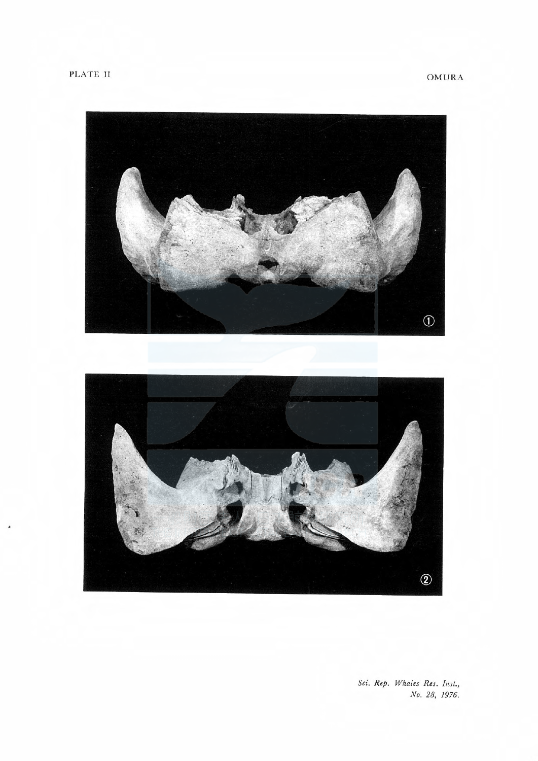PLATE II